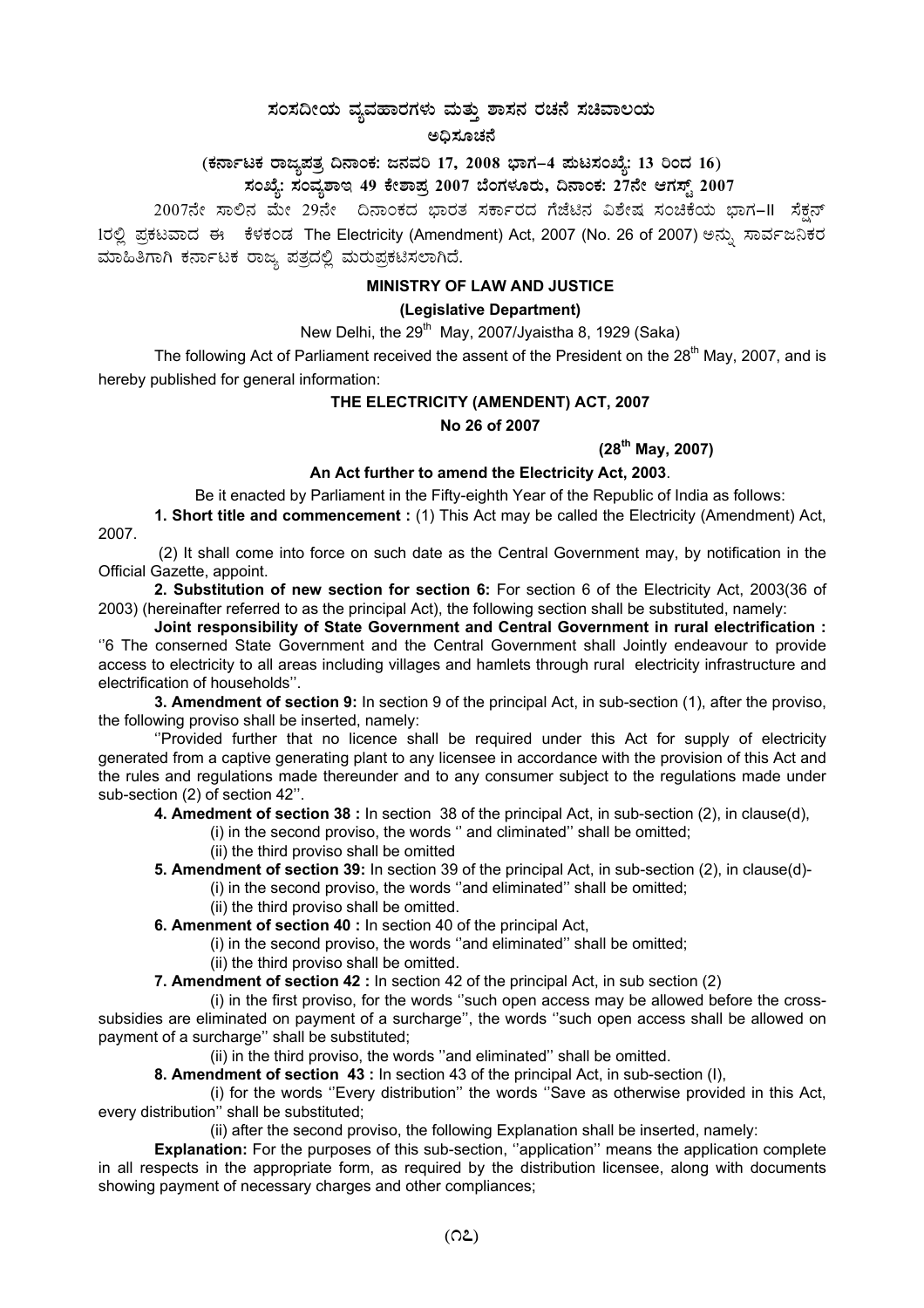# ಸಂಸದೀಯ ವ್ಯವಹಾರಗಳು ಮತ್ತು ಶಾಸನ ರಚನೆ ಸಚಿವಾಲಯ

## ಅಧಿಸೂಚನೆ

### (ಕರ್ನಾಟಕ ರಾಜ್ಯಪತ್ರ ದಿನಾಂಕ: ಜನವರಿ 17, 2008 ಭಾಗ–4 ಪುಟಸಂಖ್ಯೆ: 13 ರಿಂದ 16)

### ಸಂಖ್ಯೆ: ಸಂವ್ಯಶಾಇ 49 ಕೇಶಾಪ್ರ 2007 ಬೆಂಗಳೂರು, ದಿನಾಂಕ: 27ನೇ ಆಗಸ್ಟ್ 2007

2007ನೇ ಸಾಲಿನ ಮೇ 29ನೇ ದಿನಾಂಕದ ಭಾರತ ಸರ್ಕಾರದ ಗೆಜೆಟಿನ ವಿಶೇಷ ಸಂಚಿಕೆಯ ಭಾಗ–II ಸೆಕ್ಷನ್ 1ರಲ್ಲಿ ಪ್ರಕಟವಾದ ಈ ಕೆಳಕಂಡ The Electricity (Amendment) Act, 2007 (No. 26 of 2007) ಅನ್ನು ಸಾರ್ವಜನಿಕರ ಮಾಹಿತಿಗಾಗಿ ಕರ್ನಾಟಕ ರಾಜ್ಯ ಪತ್ರದಲ್ಲಿ ಮರುಪ್ರಕಟಿಸಲಾಗಿದೆ.

**MINISTRY OF LAW AND JUSTICE**

**(Legislative Department)**

New Delhi, the 29th May, 2007/Jyaistha 8, 1929 (Saka)

The following Act of Parliament received the assent of the President on the 28th May, 2007, and is hereby published for general information:

**THE ELECTRICITY (AMENDENT) ACT, 2007**

**No 26 of 2007**

**(28th May, 2007)**

**An Act further to amend the Electricity Act, 2003**.

Be it enacted by Parliament in the Fifty-eighth Year of the Republic of India as follows:

**1. Short title and commencement :** (1) This Act may be called the Electricity (Amendment) Act, 2007.

(2) It shall come into force on such date as the Central Government may, by notification in the Official Gazette, appoint.

**2. Substitution of new section for section 6:** For section 6 of the Electricity Act, 2003(36 of 2003) (hereinafter referred to as the principal Act), the following section shall be substituted, namely:

**Joint responsibility of State Government and Central Government in rural electrification :** ''6 The conserned State Government and the Central Government shall Jointly endeavour to provide access to electricity to all areas including villages and hamlets through rural electricity infrastructure and electrification of households''.

**3. Amendment of section 9:** In section 9 of the principal Act, in sub-section (1), after the proviso, the following proviso shall be inserted, namely:

''Provided further that no licence shall be required under this Act for supply of electricity generated from a captive generating plant to any licensee in accordance with the provision of this Act and the rules and regulations made thereunder and to any consumer subject to the regulations made under sub-section (2) of section 42''.

**4. Amedment of section 38 :** In section 38 of the principal Act, in sub-section (2), in clause(d),

(i) in the second proviso, the words '' and climinated'' shall be omitted;

(ii) the third proviso shall be omitted

**5. Amendment of section 39:** In section 39 of the principal Act, in sub-section (2), in clause(d)-

(i) in the second proviso, the words ''and eliminated'' shall be omitted;

(ii) the third proviso shall be omitted.

**6. Amenment of section 40 :** In section 40 of the principal Act,

(i) in the second proviso, the words ''and eliminated'' shall be omitted;

(ii) the third proviso shall be omitted.

**7. Amendment of section 42 :** In section 42 of the principal Act, in sub section (2)

(i) in the first proviso, for the words ''such open access may be allowed before the cross-subsidies are eliminated on payment of a surcharge'', the words ''such open access shall be allowed on payment of a surcharge'' shall be substituted;

(ii) in the third proviso, the words ''and eliminated'' shall be omitted.

**8. Amendment of section 43 :** In section 43 of the principal Act, in sub-section (l),

(i) for the words ''Every distribution'' the words ''Save as otherwise provided in this Act, every distribution'' shall be substituted;

(ii) after the second proviso, the following Explanation shall be inserted, namely:

**Explanation:** For the purposes of this sub-section, ''application'' means the application complete in all respects in the appropriate form, as required by the distribution licensee, along with documents showing payment of necessary charges and other compliances;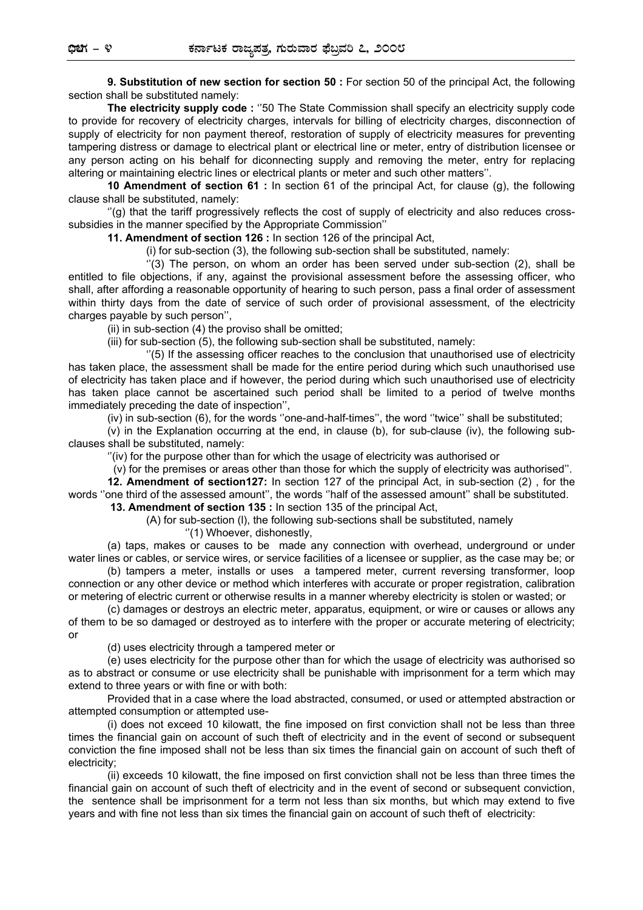**9. Substitution of new section for section 50 :** For section 50 of the principal Act, the following section shall be substituted namely:

**The electricity supply code :** ''50 The State Commission shall specify an electricity supply code to provide for recovery of electricity charges, intervals for billing of electricity charges, disconnection of supply of electricity for non payment thereof, restoration of supply of electricity measures for preventing tampering distress or damage to electrical plant or electrical line or meter, entry of distribution licensee or any person acting on his behalf for diconnecting supply and removing the meter, entry for replacing altering or maintaining electric lines or electrical plants or meter and such other matters''.

**10 Amendment of section 61 :** In section 61 of the principal Act, for clause (g), the following clause shall be substituted, namely:

''(g) that the tariff progressively reflects the cost of supply of electricity and also reduces cross-subsidies in the manner specified by the Appropriate Commission''

**11. Amendment of section 126 :** In section 126 of the principal Act,

(i) for sub-section (3), the following sub-section shall be substituted, namely:

''(3) The person, on whom an order has been served under sub-section (2), shall be entitled to file objections, if any, against the provisional assessment before the assessing officer, who shall, after affording a reasonable opportunity of hearing to such person, pass a final order of assessment within thirty days from the date of service of such order of provisional assessment, of the electricity charges payable by such person'',

(ii) in sub-section (4) the proviso shall be omitted;

(iii) for sub-section (5), the following sub-section shall be substituted, namely:

''(5) If the assessing officer reaches to the conclusion that unauthorised use of electricity has taken place, the assessment shall be made for the entire period during which such unauthorised use of electricity has taken place and if however, the period during which such unauthorised use of electricity has taken place cannot be ascertained such period shall be limited to a period of twelve months immediately preceding the date of inspection'',

(iv) in sub-section (6), for the words ''one-and-half-times'', the word ''twice'' shall be substituted;

(v) in the Explanation occurring at the end, in clause (b), for sub-clause (iv), the following sub-clauses shall be substituted, namely:

''(iv) for the purpose other than for which the usage of electricity was authorised or

(v) for the premises or areas other than those for which the supply of electricity was authorised''.

**12. Amendment of section127:** In section 127 of the principal Act, in sub-section (2) , for the words ''one third of the assessed amount'', the words ''half of the assessed amount'' shall be substituted.

**13. Amendment of section 135 :** In section 135 of the principal Act,

(A) for sub-section (l), the following sub-sections shall be substituted, namely

''(1) Whoever, dishonestly,

(a) taps, makes or causes to be made any connection with overhead, underground or under water lines or cables, or service wires, or service facilities of a licensee or supplier, as the case may be; or

(b) tampers a meter, installs or uses a tampered meter, current reversing transformer, loop connection or any other device or method which interferes with accurate or proper registration, calibration or metering of electric current or otherwise results in a manner whereby electricity is stolen or wasted; or

(c) damages or destroys an electric meter, apparatus, equipment, or wire or causes or allows any of them to be so damaged or destroyed as to interfere with the proper or accurate metering of electricity; or

(d) uses electricity through a tampered meter or

(e) uses electricity for the purpose other than for which the usage of electricity was authorised so as to abstract or consume or use electricity shall be punishable with imprisonment for a term which may extend to three years or with fine or with both:

Provided that in a case where the load abstracted, consumed, or used or attempted abstraction or attempted consumption or attempted use-

(i) does not exceed 10 kilowatt, the fine imposed on first conviction shall not be less than three times the financial gain on account of such theft of electricity and in the event of second or subsequent conviction the fine imposed shall not be less than six times the financial gain on account of such theft of electricity;

(ii) exceeds 10 kilowatt, the fine imposed on first conviction shall not be less than three times the financial gain on account of such theft of electricity and in the event of second or subsequent conviction, the sentence shall be imprisonment for a term not less than six months, but which may extend to five years and with fine not less than six times the financial gain on account of such theft of electricity: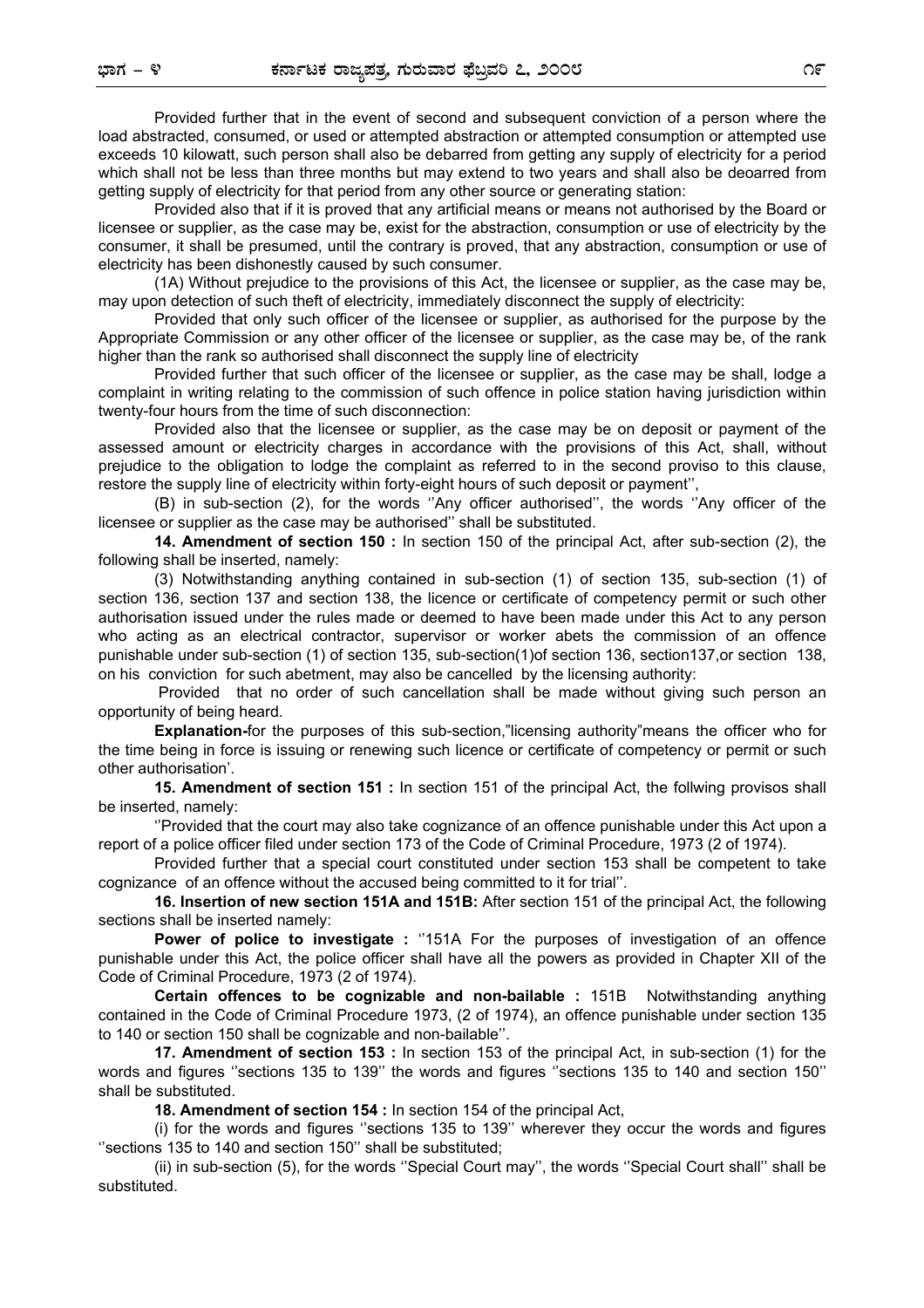Provided further that in the event of second and subsequent conviction of a person where the load abstracted, consumed, or used or attempted abstraction or attempted consumption or attempted use exceeds 10 kilowatt, such person shall also be debarred from getting any supply of electricity for a period which shall not be less than three months but may extend to two years and shall also be deoarred from getting supply of electricity for that period from any other source or generating station:

Provided also that if it is proved that any artificial means or means not authorised by the Board or licensee or supplier, as the case may be, exist for the abstraction, consumption or use of electricity by the consumer, it shall be presumed, until the contrary is proved, that any abstraction, consumption or use of electricity has been dishonestly caused by such consumer.

(1A) Without prejudice to the provisions of this Act, the licensee or supplier, as the case may be, may upon detection of such theft of electricity, immediately disconnect the supply of electricity:

Provided that only such officer of the licensee or supplier, as authorised for the purpose by the Appropriate Commission or any other officer of the licensee or supplier, as the case may be, of the rank higher than the rank so authorised shall disconnect the supply line of electricity

Provided further that such officer of the licensee or supplier, as the case may be shall, lodge a complaint in writing relating to the commission of such offence in police station having jurisdiction within twenty-four hours from the time of such disconnection:

Provided also that the licensee or supplier, as the case may be on deposit or payment of the assessed amount or electricity charges in accordance with the provisions of this Act, shall, without prejudice to the obligation to lodge the complaint as referred to in the second proviso to this clause, restore the supply line of electricity within forty-eight hours of such deposit or payment'',

(B) in sub-section (2), for the words ''Any officer authorised'', the words ''Any officer of the licensee or supplier as the case may be authorised'' shall be substituted.

**14. Amendment of section 150 :** In section 150 of the principal Act, after sub-section (2), the following shall be inserted, namely:

(3) Notwithstanding anything contained in sub-section (1) of section 135, sub-section (1) of section 136, section 137 and section 138, the licence or certificate of competency permit or such other authorisation issued under the rules made or deemed to have been made under this Act to any person who acting as an electrical contractor, supervisor or worker abets the commission of an offence punishable under sub-section (1) of section 135, sub-section(1)of section 136, section137,or section 138, on his conviction for such abetment, may also be cancelled by the licensing authority:

Provided that no order of such cancellation shall be made without giving such person an opportunity of being heard.

**Explanation-**for the purposes of this sub-section,"licensing authority"means the officer who for the time being in force is issuing or renewing such licence or certificate of competency or permit or such other authorisation'.

**15. Amendment of section 151 :** In section 151 of the principal Act, the follwing provisos shall be inserted, namely:

''Provided that the court may also take cognizance of an offence punishable under this Act upon a report of a police officer filed under section 173 of the Code of Criminal Procedure, 1973 (2 of 1974).

Provided further that a special court constituted under section 153 shall be competent to take cognizance of an offence without the accused being committed to it for trial''.

**16. Insertion of new section 151A and 151B:** After section 151 of the principal Act, the following sections shall be inserted namely:

**Power of police to investigate :** ''151A For the purposes of investigation of an offence punishable under this Act, the police officer shall have all the powers as provided in Chapter XII of the Code of Criminal Procedure, 1973 (2 of 1974).

**Certain offences to be cognizable and non-bailable :** 151B Notwithstanding anything contained in the Code of Criminal Procedure 1973, (2 of 1974), an offence punishable under section 135 to 140 or section 150 shall be cognizable and non-bailable''.

**17. Amendment of section 153 :** In section 153 of the principal Act, in sub-section (1) for the words and figures ''sections 135 to 139'' the words and figures ''sections 135 to 140 and section 150'' shall be substituted.

**18. Amendment of section 154 :** In section 154 of the principal Act,

(i) for the words and figures ''sections 135 to 139'' wherever they occur the words and figures ''sections 135 to 140 and section 150'' shall be substituted;

(ii) in sub-section (5), for the words ''Special Court may'', the words ''Special Court shall'' shall be substituted.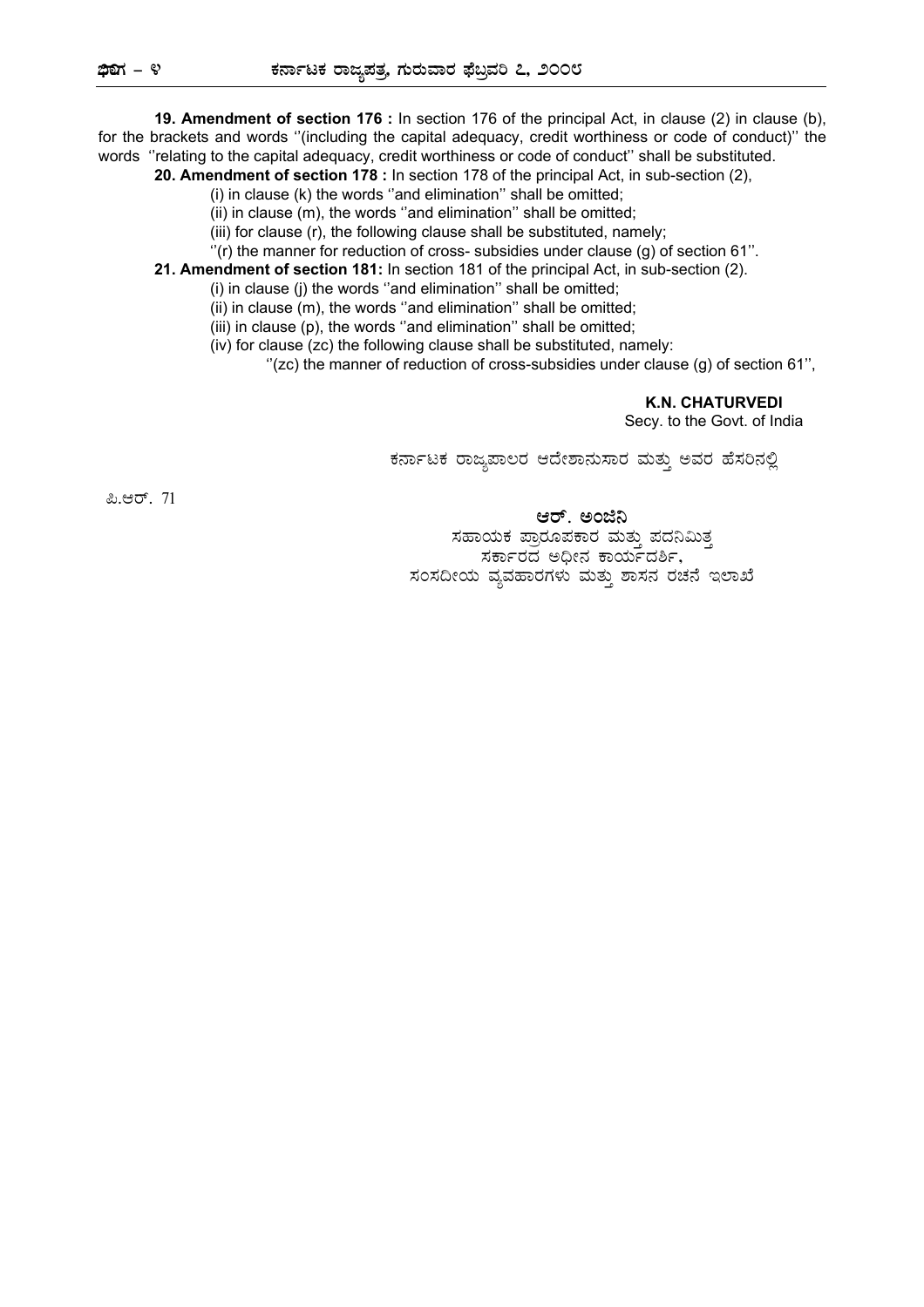**19. Amendment of section 176 :** In section 176 of the principal Act, in clause (2) in clause (b), for the brackets and words ''(including the capital adequacy, credit worthiness or code of conduct)'' the words ''relating to the capital adequacy, credit worthiness or code of conduct'' shall be substituted.

**20. Amendment of section 178 :** In section 178 of the principal Act, in sub-section (2),

(i) in clause (k) the words ''and elimination'' shall be omitted;

(ii) in clause (m), the words ''and elimination'' shall be omitted;

(iii) for clause (r), the following clause shall be substituted, namely;

''(r) the manner for reduction of cross- subsidies under clause (g) of section 61''.

**21. Amendment of section 181:** In section 181 of the principal Act, in sub-section (2).

(i) in clause (j) the words ''and elimination'' shall be omitted;

(ii) in clause (m), the words ''and elimination'' shall be omitted;

(iii) in clause (p), the words ''and elimination'' shall be omitted;

(iv) for clause (zc) the following clause shall be substituted, namely:

''(zc) the manner of reduction of cross-subsidies under clause (g) of section 61'',

**K.N. CHATURVEDI**
Secy. to the Govt. of India

ಕರ್ನಾಟಕ ರಾಜ್ಯಪಾಲರ ಆದೇಶಾನುಸಾರ ಮತ್ತು ಅವರ ಹೆಸರಿನಲ್ಲಿ

ಪಿ.ಆರ್. 71

**ಆರ್. ಅಂಜಿನಿ**
ಸಹಾಯಕ ಪ್ರಾರೂಪಕಾರ ಮತ್ತು ಪದನಿಮಿತ್ತ
ಸರ್ಕಾರದ ಅಧೀನ ಕಾರ್ಯದರ್ಶಿ,
ಸಂಸದೀಯ ವ್ಯವಹಾರಗಳು ಮತ್ತು ಶಾಸನ ರಚನೆ ಇಲಾಖೆ